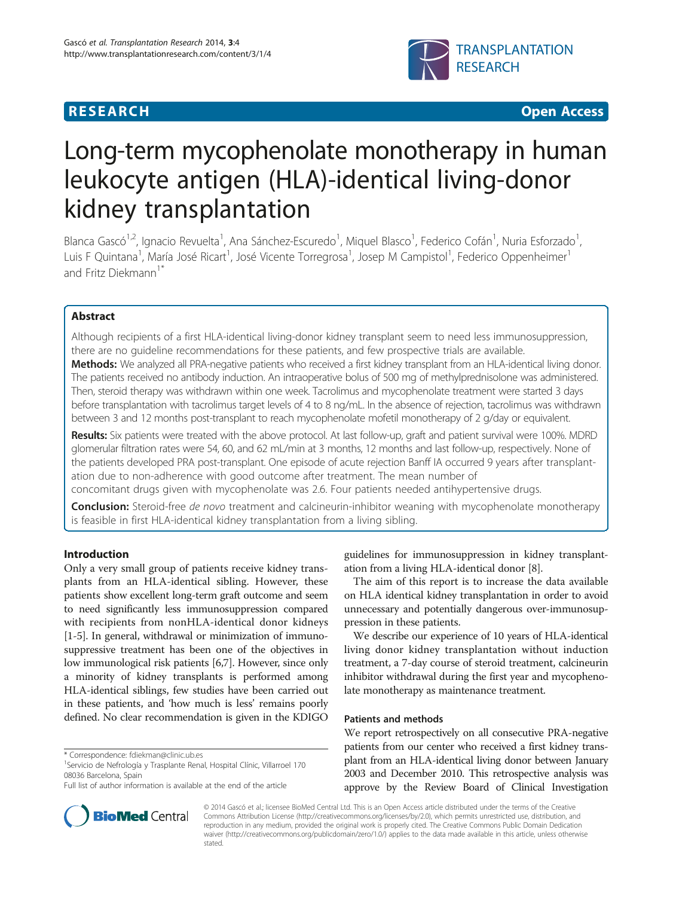RESEARCH Open Access

# Long-term mycophenolate monotherapy in human leukocyte antigen (HLA)-identical living-donor kidney transplantation

Blanca Gascó[1,2], Ignacio Revuelta[1], Ana Sánchez-Escuredo[1], Miquel Blasco[1], Federico Cofán[1], Nuria Esforzado[1], Luis F Quintana[1], María José Ricart[1], José Vicente Torregrosa[1], Josep M Campistol[1], Federico Oppenheimer[1] and Fritz Diekmann[1*]

## Abstract

Although recipients of a first HLA-identical living-donor kidney transplant seem to need less immunosuppression, there are no guideline recommendations for these patients, and few prospective trials are available.

**Methods:** We analyzed all PRA-negative patients who received a first kidney transplant from an HLA-identical living donor. The patients received no antibody induction. An intraoperative bolus of 500 mg of methylprednisolone was administered. Then, steroid therapy was withdrawn within one week. Tacrolimus and mycophenolate treatment were started 3 days before transplantation with tacrolimus target levels of 4 to 8 ng/mL. In the absence of rejection, tacrolimus was withdrawn between 3 and 12 months post-transplant to reach mycophenolate mofetil monotherapy of 2 g/day or equivalent.

**Results:** Six patients were treated with the above protocol. At last follow-up, graft and patient survival were 100%. MDRD glomerular filtration rates were 54, 60, and 62 mL/min at 3 months, 12 months and last follow-up, respectively. None of the patients developed PRA post-transplant. One episode of acute rejection Banff IA occurred 9 years after transplantation due to non-adherence with good outcome after treatment. The mean number of concomitant drugs given with mycophenolate was 2.6. Four patients needed antihypertensive drugs.

**Conclusion:** Steroid-free *de novo* treatment and calcineurin-inhibitor weaning with mycophenolate monotherapy is feasible in first HLA-identical kidney transplantation from a living sibling.

## Introduction

Only a very small group of patients receive kidney transplants from an HLA-identical sibling. However, these patients show excellent long-term graft outcome and seem to need significantly less immunosuppression compared with recipients from nonHLA-identical donor kidneys [1-5]. In general, withdrawal or minimization of immunosuppressive treatment has been one of the objectives in low immunological risk patients [6,7]. However, since only a minority of kidney transplants is performed among HLA-identical siblings, few studies have been carried out in these patients, and 'how much is less' remains poorly defined. No clear recommendation is given in the KDIGO guidelines for immunosuppression in kidney transplantation from a living HLA-identical donor [8].

The aim of this report is to increase the data available on HLA identical kidney transplantation in order to avoid unnecessary and potentially dangerous over-immunosuppression in these patients.

We describe our experience of 10 years of HLA-identical living donor kidney transplantation without induction treatment, a 7-day course of steroid treatment, calcineurin inhibitor withdrawal during the first year and mycophenolate monotherapy as maintenance treatment.

### Patients and methods

We report retrospectively on all consecutive PRA-negative patients from our center who received a first kidney transplant from an HLA-identical living donor between January 2003 and December 2010. This retrospective analysis was approve by the Review Board of Clinical Investigation

\* Correspondence: fdiekman@clinic.ub.es
[1]Servicio de Nefrología y Trasplante Renal, Hospital Clínic, Villarroel 170 08036 Barcelona, Spain
Full list of author information is available at the end of the article

© 2014 Gascó et al.; licensee BioMed Central Ltd. This is an Open Access article distributed under the terms of the Creative Commons Attribution License (http://creativecommons.org/licenses/by/2.0), which permits unrestricted use, distribution, and reproduction in any medium, provided the original work is properly cited. The Creative Commons Public Domain Dedication waiver (http://creativecommons.org/publicdomain/zero/1.0/) applies to the data made available in this article, unless otherwise stated.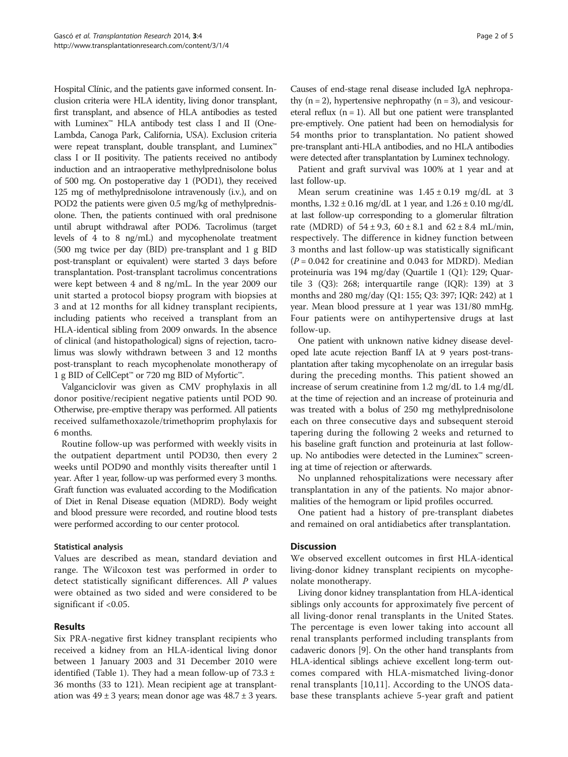Hospital Clínic, and the patients gave informed consent. Inclusion criteria were HLA identity, living donor transplant, first transplant, and absence of HLA antibodies as tested with Luminex™ HLA antibody test class I and II (One-Lambda, Canoga Park, California, USA). Exclusion criteria were repeat transplant, double transplant, and Luminex™ class I or II positivity. The patients received no antibody induction and an intraoperative methylprednisolone bolus of 500 mg. On postoperative day 1 (POD1), they received 125 mg of methylprednisolone intravenously (i.v.), and on POD2 the patients were given 0.5 mg/kg of methylprednisolone. Then, the patients continued with oral prednisone until abrupt withdrawal after POD6. Tacrolimus (target levels of 4 to 8 ng/mL) and mycophenolate treatment (500 mg twice per day (BID) pre-transplant and 1 g BID post-transplant or equivalent) were started 3 days before transplantation. Post-transplant tacrolimus concentrations were kept between 4 and 8 ng/mL. In the year 2009 our unit started a protocol biopsy program with biopsies at 3 and at 12 months for all kidney transplant recipients, including patients who received a transplant from an HLA-identical sibling from 2009 onwards. In the absence of clinical (and histopathological) signs of rejection, tacrolimus was slowly withdrawn between 3 and 12 months post-transplant to reach mycophenolate monotherapy of 1 g BID of CellCept™ or 720 mg BID of Myfortic™.

Valganciclovir was given as CMV prophylaxis in all donor positive/recipient negative patients until POD 90. Otherwise, pre-emptive therapy was performed. All patients received sulfamethoxazole/trimethoprim prophylaxis for 6 months.

Routine follow-up was performed with weekly visits in the outpatient department until POD30, then every 2 weeks until POD90 and monthly visits thereafter until 1 year. After 1 year, follow-up was performed every 3 months. Graft function was evaluated according to the Modification of Diet in Renal Disease equation (MDRD). Body weight and blood pressure were recorded, and routine blood tests were performed according to our center protocol.

### Statistical analysis

Values are described as mean, standard deviation and range. The Wilcoxon test was performed in order to detect statistically significant differences. All *P* values were obtained as two sided and were considered to be significant if <0.05.

## Results

Six PRA-negative first kidney transplant recipients who received a kidney from an HLA-identical living donor between 1 January 2003 and 31 December 2010 were identified (Table 1). They had a mean follow-up of 73.3 ± 36 months (33 to 121). Mean recipient age at transplantation was 49 ± 3 years; mean donor age was 48.7 ± 3 years. Causes of end-stage renal disease included IgA nephropathy (n = 2), hypertensive nephropathy (n = 3), and vesicoureteral reflux (n = 1). All but one patient were transplanted pre-emptively. One patient had been on hemodialysis for 54 months prior to transplantation. No patient showed pre-transplant anti-HLA antibodies, and no HLA antibodies were detected after transplantation by Luminex technology.

Patient and graft survival was 100% at 1 year and at last follow-up.

Mean serum creatinine was 1.45 ± 0.19 mg/dL at 3 months, 1.32 ± 0.16 mg/dL at 1 year, and 1.26 ± 0.10 mg/dL at last follow-up corresponding to a glomerular filtration rate (MDRD) of 54 ± 9.3, 60 ± 8.1 and 62 ± 8.4 mL/min, respectively. The difference in kidney function between 3 months and last follow-up was statistically significant (*P* = 0.042 for creatinine and 0.043 for MDRD). Median proteinuria was 194 mg/day (Quartile 1 (Q1): 129; Quartile 3 (Q3): 268; interquartile range (IQR): 139) at 3 months and 280 mg/day (Q1: 155; Q3: 397; IQR: 242) at 1 year. Mean blood pressure at 1 year was 131/80 mmHg. Four patients were on antihypertensive drugs at last follow-up.

One patient with unknown native kidney disease developed late acute rejection Banff IA at 9 years post-transplantation after taking mycophenolate on an irregular basis during the preceding months. This patient showed an increase of serum creatinine from 1.2 mg/dL to 1.4 mg/dL at the time of rejection and an increase of proteinuria and was treated with a bolus of 250 mg methylprednisolone each on three consecutive days and subsequent steroid tapering during the following 2 weeks and returned to his baseline graft function and proteinuria at last follow-up. No antibodies were detected in the Luminex™ screening at time of rejection or afterwards.

No unplanned rehospitalizations were necessary after transplantation in any of the patients. No major abnormalities of the hemogram or lipid profiles occurred.

One patient had a history of pre-transplant diabetes and remained on oral antidiabetics after transplantation.

## Discussion

We observed excellent outcomes in first HLA-identical living-donor kidney transplant recipients on mycophenolate monotherapy.

Living donor kidney transplantation from HLA-identical siblings only accounts for approximately five percent of all living-donor renal transplants in the United States. The percentage is even lower taking into account all renal transplants performed including transplants from cadaveric donors [9]. On the other hand transplants from HLA-identical siblings achieve excellent long-term outcomes compared with HLA-mismatched living-donor renal transplants [10,11]. According to the UNOS database these transplants achieve 5-year graft and patient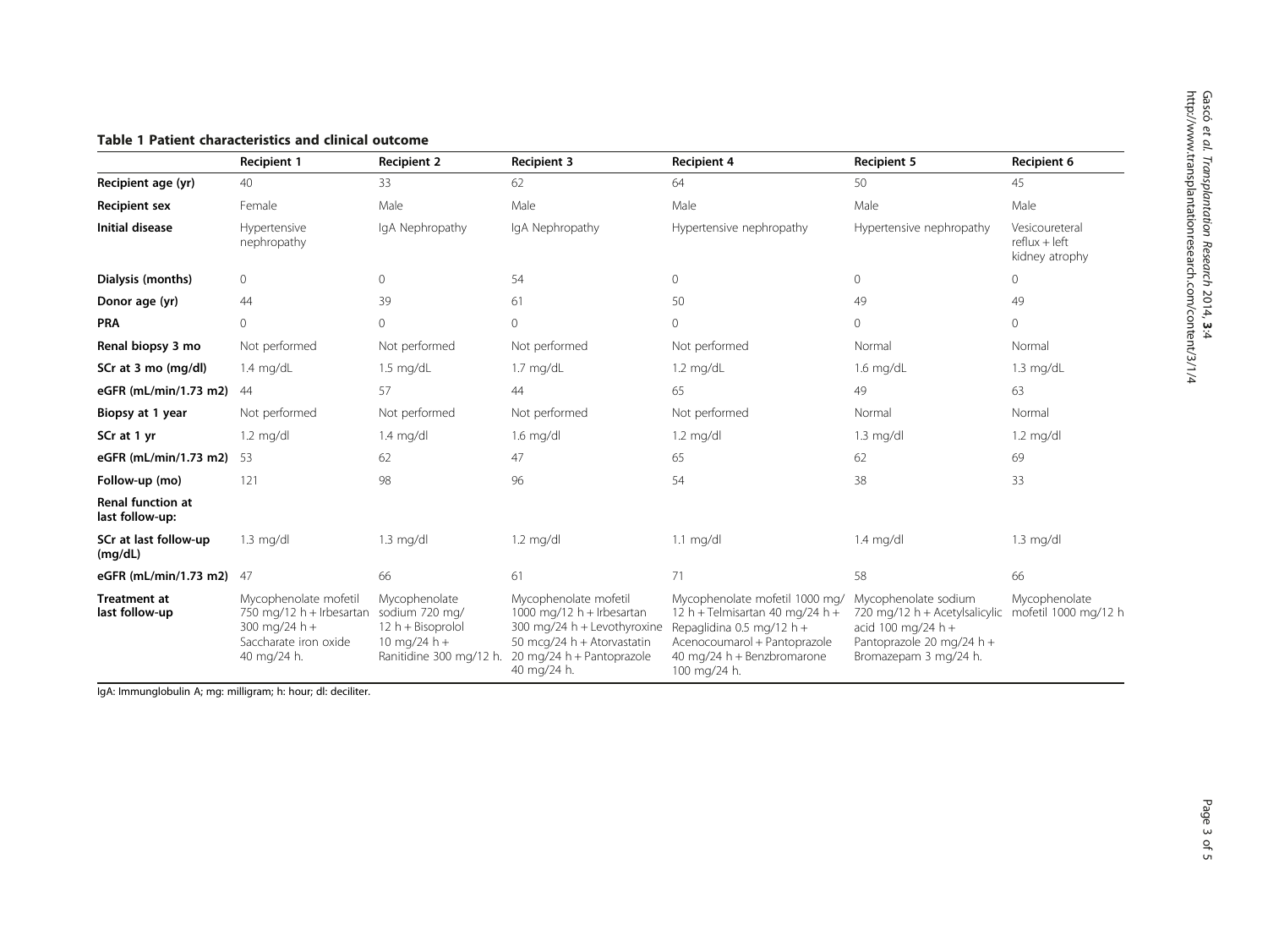**Table 1 Patient characteristics and clinical outcome**

| | Recipient 1 | Recipient 2 | Recipient 3 | Recipient 4 | Recipient 5 | Recipient 6 |
|---|---|---|---|---|---|---|
| **Recipient age (yr)** | 40 | 33 | 62 | 64 | 50 | 45 |
| **Recipient sex** | Female | Male | Male | Male | Male | Male |
| **Initial disease** | Hypertensive nephropathy | IgA Nephropathy | IgA Nephropathy | Hypertensive nephropathy | Hypertensive nephropathy | Vesicoureteral reflux + left kidney atrophy |
| **Dialysis (months)** | 0 | 0 | 54 | 0 | 0 | 0 |
| **Donor age (yr)** | 44 | 39 | 61 | 50 | 49 | 49 |
| **PRA** | 0 | 0 | 0 | 0 | 0 | 0 |
| **Renal biopsy 3 mo** | Not performed | Not performed | Not performed | Not performed | Normal | Normal |
| **SCr at 3 mo (mg/dl)** | 1.4 mg/dL | 1.5 mg/dL | 1.7 mg/dL | 1.2 mg/dL | 1.6 mg/dL | 1.3 mg/dL |
| **eGFR (mL/min/1.73 m2)** | 44 | 57 | 44 | 65 | 49 | 63 |
| **Biopsy at 1 year** | Not performed | Not performed | Not performed | Not performed | Normal | Normal |
| **SCr at 1 yr** | 1.2 mg/dl | 1.4 mg/dl | 1.6 mg/dl | 1.2 mg/dl | 1.3 mg/dl | 1.2 mg/dl |
| **eGFR (mL/min/1.73 m2)** | 53 | 62 | 47 | 65 | 62 | 69 |
| **Follow-up (mo)** | 121 | 98 | 96 | 54 | 38 | 33 |
| **Renal function at last follow-up:** | | | | | | |
| **SCr at last follow-up (mg/dL)** | 1.3 mg/dl | 1.3 mg/dl | 1.2 mg/dl | 1.1 mg/dl | 1.4 mg/dl | 1.3 mg/dl |
| **eGFR (mL/min/1.73 m2)** | 47 | 66 | 61 | 71 | 58 | 66 |
| **Treatment at last follow-up** | Mycophenolate mofetil 750 mg/12 h + Irbesartan 300 mg/24 h + Saccharate iron oxide 40 mg/24 h. | Mycophenolate sodium 720 mg/ 12 h + Bisoprolol 10 mg/24 h + Ranitidine 300 mg/12 h. | Mycophenolate mofetil 1000 mg/12 h + Irbesartan 300 mg/24 h + Levothyroxine 50 mcg/24 h + Atorvastatin 20 mg/24 h + Pantoprazole 40 mg/24 h. | Mycophenolate mofetil 1000 mg/ 12 h + Telmisartan 40 mg/24 h + Repaglidina 0.5 mg/12 h + Acenocoumarol + Pantoprazole 40 mg/24 h + Benzbromarone 100 mg/24 h. | Mycophenolate sodium 720 mg/12 h + Acetylsalicylic acid 100 mg/24 h + Pantoprazole 20 mg/24 h + Bromazepam 3 mg/24 h. | Mycophenolate mofetil 1000 mg/12 h |

IgA: Immunglobulin A; mg: milligram; h: hour; dl: deciliter.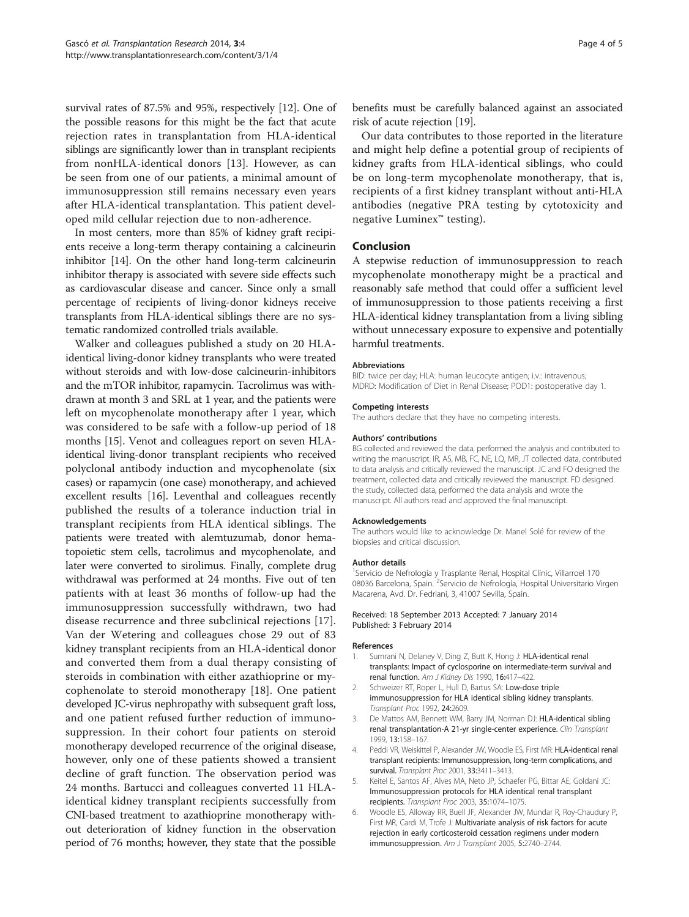survival rates of 87.5% and 95%, respectively [12]. One of the possible reasons for this might be the fact that acute rejection rates in transplantation from HLA-identical siblings are significantly lower than in transplant recipients from nonHLA-identical donors [13]. However, as can be seen from one of our patients, a minimal amount of immunosuppression still remains necessary even years after HLA-identical transplantation. This patient developed mild cellular rejection due to non-adherence.

In most centers, more than 85% of kidney graft recipients receive a long-term therapy containing a calcineurin inhibitor [14]. On the other hand long-term calcineurin inhibitor therapy is associated with severe side effects such as cardiovascular disease and cancer. Since only a small percentage of recipients of living-donor kidneys receive transplants from HLA-identical siblings there are no systematic randomized controlled trials available.

Walker and colleagues published a study on 20 HLA-identical living-donor kidney transplants who were treated without steroids and with low-dose calcineurin-inhibitors and the mTOR inhibitor, rapamycin. Tacrolimus was withdrawn at month 3 and SRL at 1 year, and the patients were left on mycophenolate monotherapy after 1 year, which was considered to be safe with a follow-up period of 18 months [15]. Venot and colleagues report on seven HLA-identical living-donor transplant recipients who received polyclonal antibody induction and mycophenolate (six cases) or rapamycin (one case) monotherapy, and achieved excellent results [16]. Leventhal and colleagues recently published the results of a tolerance induction trial in transplant recipients from HLA identical siblings. The patients were treated with alemtuzumab, donor hematopoietic stem cells, tacrolimus and mycophenolate, and later were converted to sirolimus. Finally, complete drug withdrawal was performed at 24 months. Five out of ten patients with at least 36 months of follow-up had the immunosuppression successfully withdrawn, two had disease recurrence and three subclinical rejections [17]. Van der Wetering and colleagues chose 29 out of 83 kidney transplant recipients from an HLA-identical donor and converted them from a dual therapy consisting of steroids in combination with either azathioprine or mycophenolate to steroid monotherapy [18]. One patient developed JC-virus nephropathy with subsequent graft loss, and one patient refused further reduction of immunosuppression. In their cohort four patients on steroid monotherapy developed recurrence of the original disease, however, only one of these patients showed a transient decline of graft function. The observation period was 24 months. Bartucci and colleagues converted 11 HLA-identical kidney transplant recipients successfully from CNI-based treatment to azathioprine monotherapy without deterioration of kidney function in the observation period of 76 months; however, they state that the possible benefits must be carefully balanced against an associated risk of acute rejection [19].

Our data contributes to those reported in the literature and might help define a potential group of recipients of kidney grafts from HLA-identical siblings, who could be on long-term mycophenolate monotherapy, that is, recipients of a first kidney transplant without anti-HLA antibodies (negative PRA testing by cytotoxicity and negative Luminex™ testing).

## Conclusion

A stepwise reduction of immunosuppression to reach mycophenolate monotherapy might be a practical and reasonably safe method that could offer a sufficient level of immunosuppression to those patients receiving a first HLA-identical kidney transplantation from a living sibling without unnecessary exposure to expensive and potentially harmful treatments.

#### Abbreviations

BID: twice per day; HLA: human leucocyte antigen; i.v.: intravenous; MDRD: Modification of Diet in Renal Disease; POD1: postoperative day 1.

#### Competing interests

The authors declare that they have no competing interests.

#### Authors' contributions

BG collected and reviewed the data, performed the analysis and contributed to writing the manuscript. IR, AS, MB, FC, NE, LQ, MR, JT collected data, contributed to data analysis and critically reviewed the manuscript. JC and FO designed the treatment, collected data and critically reviewed the manuscript. FD designed the study, collected data, performed the data analysis and wrote the manuscript. All authors read and approved the final manuscript.

#### Acknowledgements

The authors would like to acknowledge Dr. Manel Solé for review of the biopsies and critical discussion.

#### Author details

[1]Servicio de Nefrología y Trasplante Renal, Hospital Clínic, Villarroel 170 08036 Barcelona, Spain. [2]Servicio de Nefrología, Hospital Universitario Virgen Macarena, Avd. Dr. Fedriani, 3, 41007 Sevilla, Spain.

Received: 18 September 2013 Accepted: 7 January 2014
Published: 3 February 2014

#### References

1. Sumrani N, Delaney V, Ding Z, Butt K, Hong J: **HLA-identical renal transplants: Impact of cyclosporine on intermediate-term survival and renal function.** *Am J Kidney Dis* 1990, **16**:417–422.
2. Schweizer RT, Roper L, Hull D, Bartus SA: **Low-dose triple immunosuppression for HLA identical sibling kidney transplants.** *Transplant Proc* 1992, **24**:2609.
3. De Mattos AM, Bennett WM, Barry JM, Norman DJ: **HLA-identical sibling renal transplantation-A 21-yr single-center experience.** *Clin Transplant* 1999, **13**:158–167.
4. Peddi VR, Weiskittel P, Alexander JW, Woodle ES, First MR: **HLA-identical renal transplant recipients: Immunosuppression, long-term complications, and survival.** *Transplant Proc* 2001, **33**:3411–3413.
5. Keitel E, Santos AF, Alves MA, Neto JP, Schaefer PG, Bittar AE, Goldani JC: **Immunosuppression protocols for HLA identical renal transplant recipients.** *Transplant Proc* 2003, **35**:1074–1075.
6. Woodle ES, Alloway RR, Buell JF, Alexander JW, Mundar R, Roy-Chaudury P, First MR, Cardi M, Trofe J: **Multivariate analysis of risk factors for acute rejection in early corticosteroid cessation regimens under modern immunosuppression.** *Am J Transplant* 2005, **5**:2740–2744.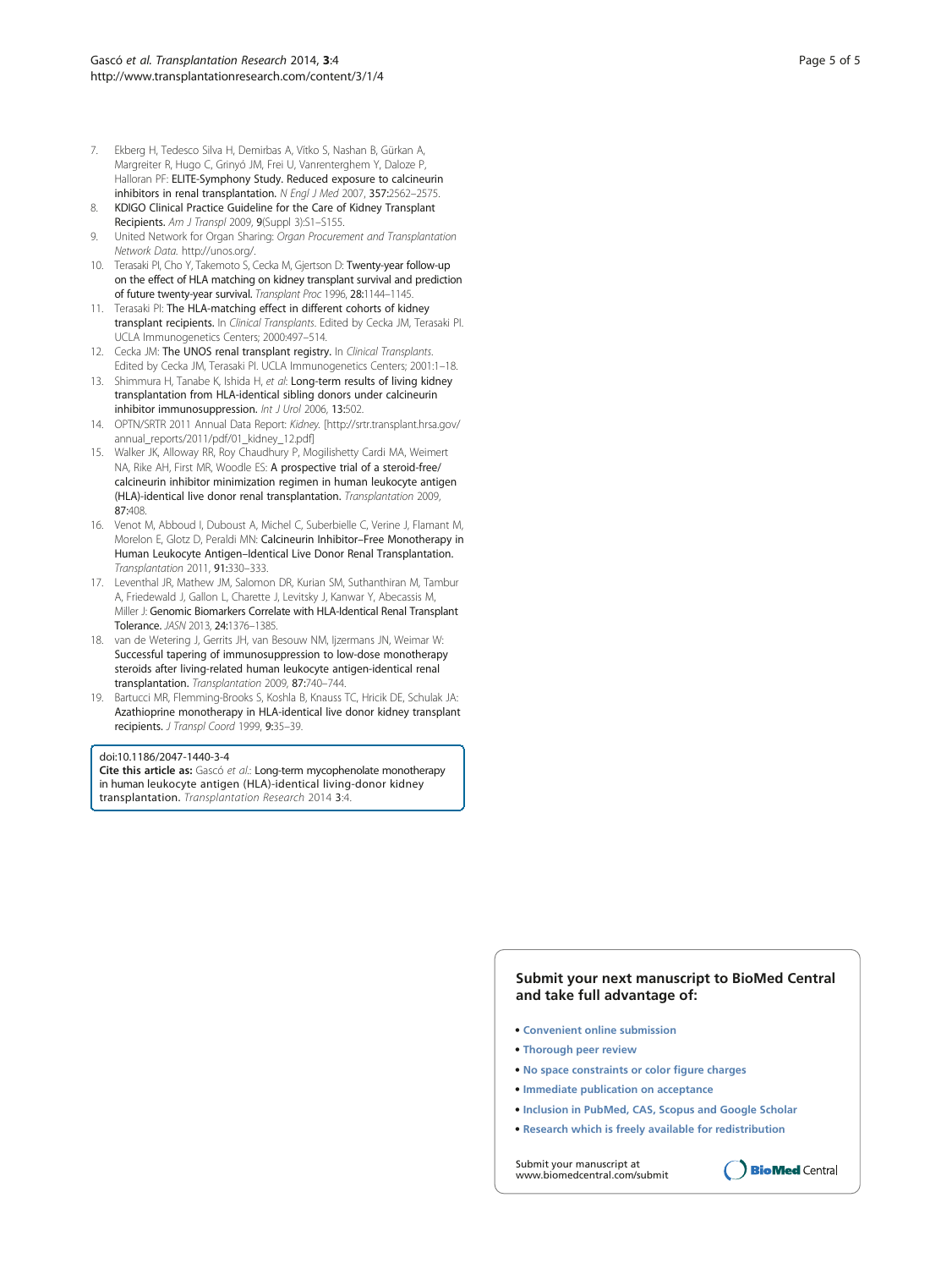7. Ekberg H, Tedesco Silva H, Demirbas A, Vítko S, Nashan B, Gürkan A, Margreiter R, Hugo C, Grinyó JM, Frei U, Vanrenterghem Y, Daloze P, Halloran PF: ELITE-Symphony Study. Reduced exposure to calcineurin inhibitors in renal transplantation. *N Engl J Med* 2007, **357:**2562–2575.
8. KDIGO Clinical Practice Guideline for the Care of Kidney Transplant Recipients. *Am J Transpl* 2009, **9**(Suppl 3):S1–S155.
9. United Network for Organ Sharing: *Organ Procurement and Transplantation Network Data.* http://unos.org/.
10. Terasaki PI, Cho Y, Takemoto S, Cecka M, Gjertson D: Twenty-year follow-up on the effect of HLA matching on kidney transplant survival and prediction of future twenty-year survival. *Transplant Proc* 1996, **28:**1144–1145.
11. Terasaki PI: The HLA-matching effect in different cohorts of kidney transplant recipients. In *Clinical Transplants*. Edited by Cecka JM, Terasaki PI. UCLA Immunogenetics Centers; 2000:497–514.
12. Cecka JM: The UNOS renal transplant registry. In *Clinical Transplants*. Edited by Cecka JM, Terasaki PI. UCLA Immunogenetics Centers; 2001:1–18.
13. Shimmura H, Tanabe K, Ishida H, *et al*: Long-term results of living kidney transplantation from HLA-identical sibling donors under calcineurin inhibitor immunosuppression. *Int J Urol* 2006, **13:**502.
14. OPTN/SRTR 2011 Annual Data Report: *Kidney.* [http://srtr.transplant.hrsa.gov/annual_reports/2011/pdf/01_kidney_12.pdf]
15. Walker JK, Alloway RR, Roy Chaudhury P, Mogilishetty Cardi MA, Weimert NA, Rike AH, First MR, Woodle ES: A prospective trial of a steroid-free/calcineurin inhibitor minimization regimen in human leukocyte antigen (HLA)-identical live donor renal transplantation. *Transplantation* 2009, **87:**408.
16. Venot M, Abboud I, Duboust A, Michel C, Suberbielle C, Verine J, Flamant M, Morelon E, Glotz D, Peraldi MN: Calcineurin Inhibitor–Free Monotherapy in Human Leukocyte Antigen–Identical Live Donor Renal Transplantation. *Transplantation* 2011, **91:**330–333.
17. Leventhal JR, Mathew JM, Salomon DR, Kurian SM, Suthanthiran M, Tambur A, Friedewald J, Gallon L, Charette J, Levitsky J, Kanwar Y, Abecassis M, Miller J: Genomic Biomarkers Correlate with HLA-Identical Renal Transplant Tolerance. *JASN* 2013, **24:**1376–1385.
18. van de Wetering J, Gerrits JH, van Besouw NM, Ijzermans JN, Weimar W: Successful tapering of immunosuppression to low-dose monotherapy steroids after living-related human leukocyte antigen-identical renal transplantation. *Transplantation* 2009, **87:**740–744.
19. Bartucci MR, Flemming-Brooks S, Koshla B, Knauss TC, Hricik DE, Schulak JA: Azathioprine monotherapy in HLA-identical live donor kidney transplant recipients. *J Transpl Coord* 1999, **9:**35–39.

doi:10.1186/2047-1440-3-4
**Cite this article as:** Gascó *et al.*: Long-term mycophenolate monotherapy in human leukocyte antigen (HLA)-identical living-donor kidney transplantation. *Transplantation Research* 2014 **3**:4.

**Submit your next manuscript to BioMed Central and take full advantage of:**

- **Convenient online submission**
- **Thorough peer review**
- **No space constraints or color figure charges**
- **Immediate publication on acceptance**
- **Inclusion in PubMed, CAS, Scopus and Google Scholar**
- **Research which is freely available for redistribution**

Submit your manuscript at
www.biomedcentral.com/submit

BioMed Central